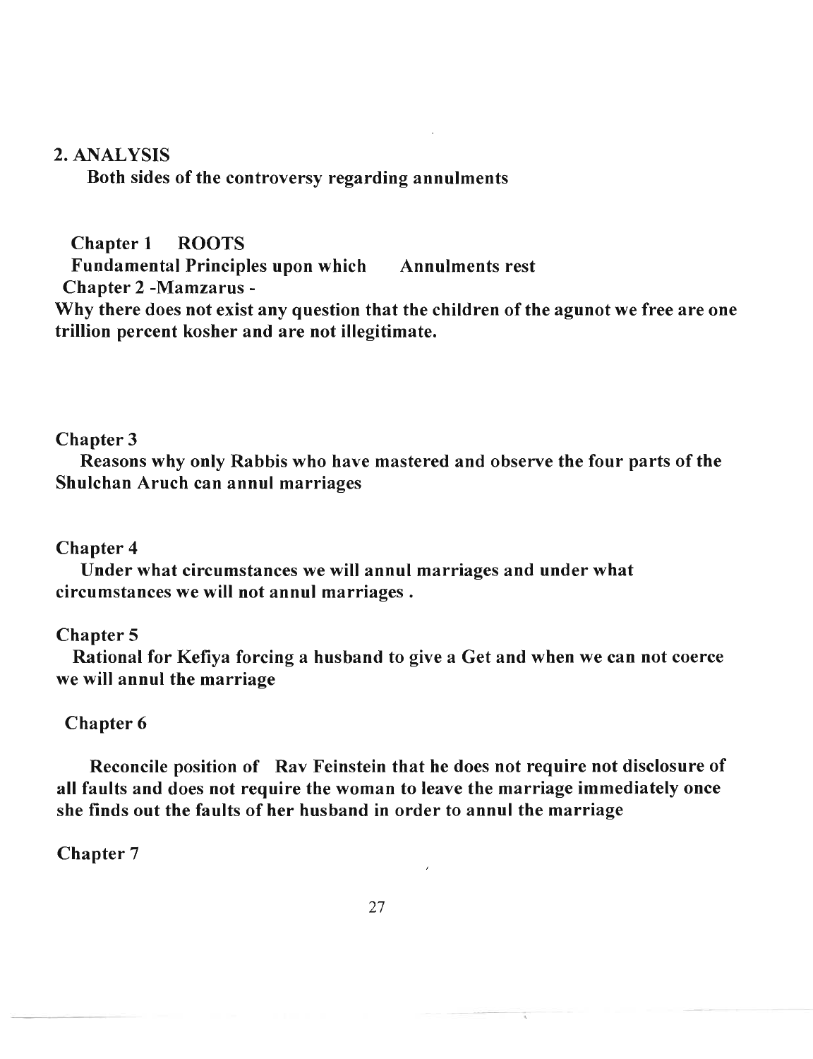## 2. ANALYSIS

**Both sides of the controversy regarding annulments**

**Chapter 1 ROOTS**

**Fundamental Principles upon which Annulments rest**

**Chapter 2 -Mamzarus -**

**Why there does not exist any question that the children of the agunot we free are one trillion percent kosher and are not illegitimate.**

**Chapter 3**

**Reasons why only Rabbis who have mastered and observe the four parts of the Shulchan Aruch can annul marriages**

**Chapter 4**

**Under what circumstances we will annul marriages and under what circumstances we will not annul marriages .**

**Chapter 5**

**Rational for Kefiya forcing a husband to give a Get and when we can not coerce we will annul the marriage**

**Chapter 6**

**Reconcile position of Rav Feinstein that he does not require not disclosure of all faults and does not require the woman to leave the marriage immediately once she finds out the faults of her husband in order to annul the marriage**

**Chapter 7**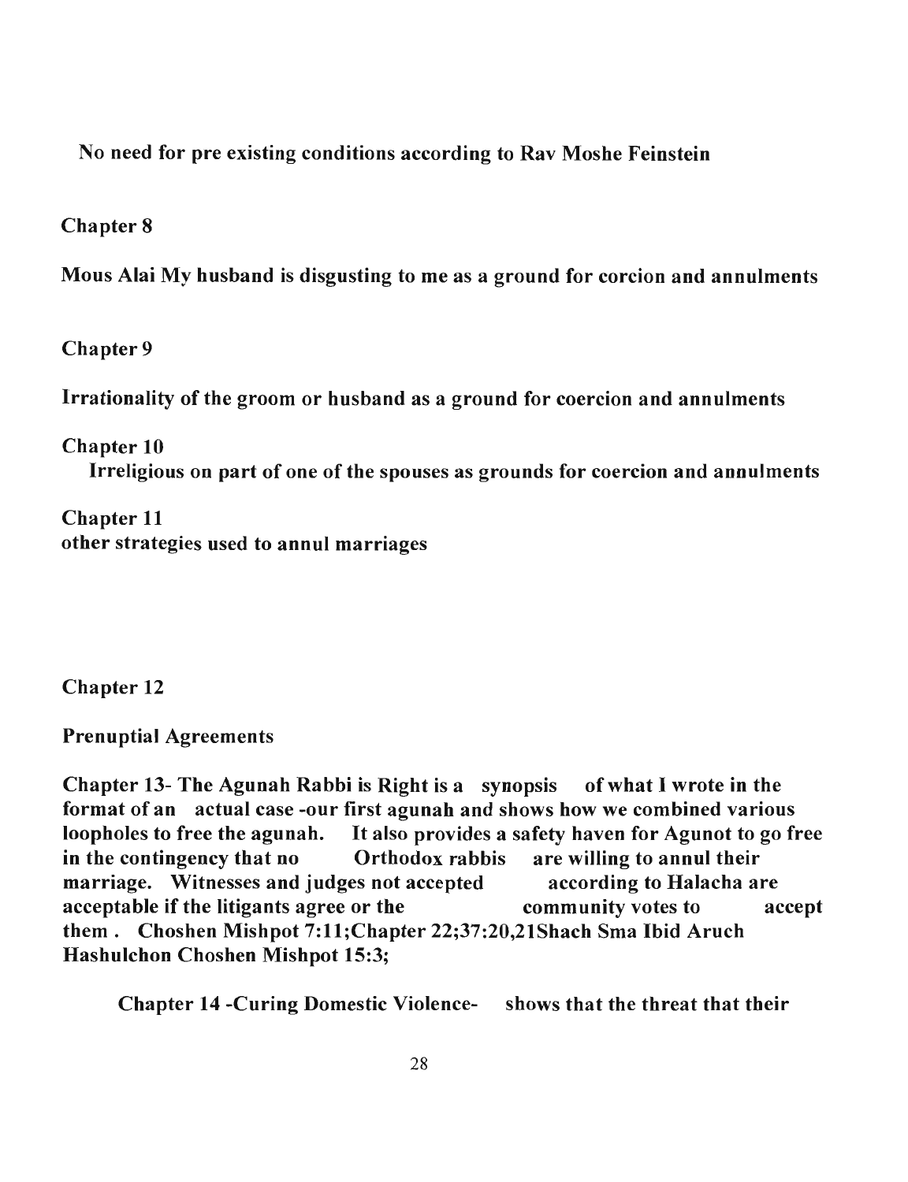**No need for pre existing conditions according to Rav Moshe Feinstein**

**Chapter 8**

**Mous Alai My husband is disgusting to me as a ground for corcion and annulments**

**Chapter 9**

**Irrationality of the groom or husband as a ground for coercion and annulments**

**Chapter 10**

**Irreligious on part of one of the spouses as grounds for coercion and annulments**

**Chapter 11**

**other strategies used to annul marriages**

**Chapter 12**

**Prenuptial Agreements**

**Chapter 13- The Agunah Rabbi is Right is a synopsis of what I wrote in the format of an actual case -our first agunah and shows how we combined various loopholes to free the agunah. It also provides a safety haven for Agunot to go free in the contingency that no Orthodox rabbis are willing to annul their marriage. Witnesses and judges not accepted according to Halacha are acceptable if the litigants agree or the community votes to accept them . Choshen Mishpot 7:11;Chapter 22;37:20,21Shach Sma Ibid Aruch Hashulchon Choshen Mishpot 15:3;**

**Chapter 14 -Curing Domestic Violence- shows that the threat that their**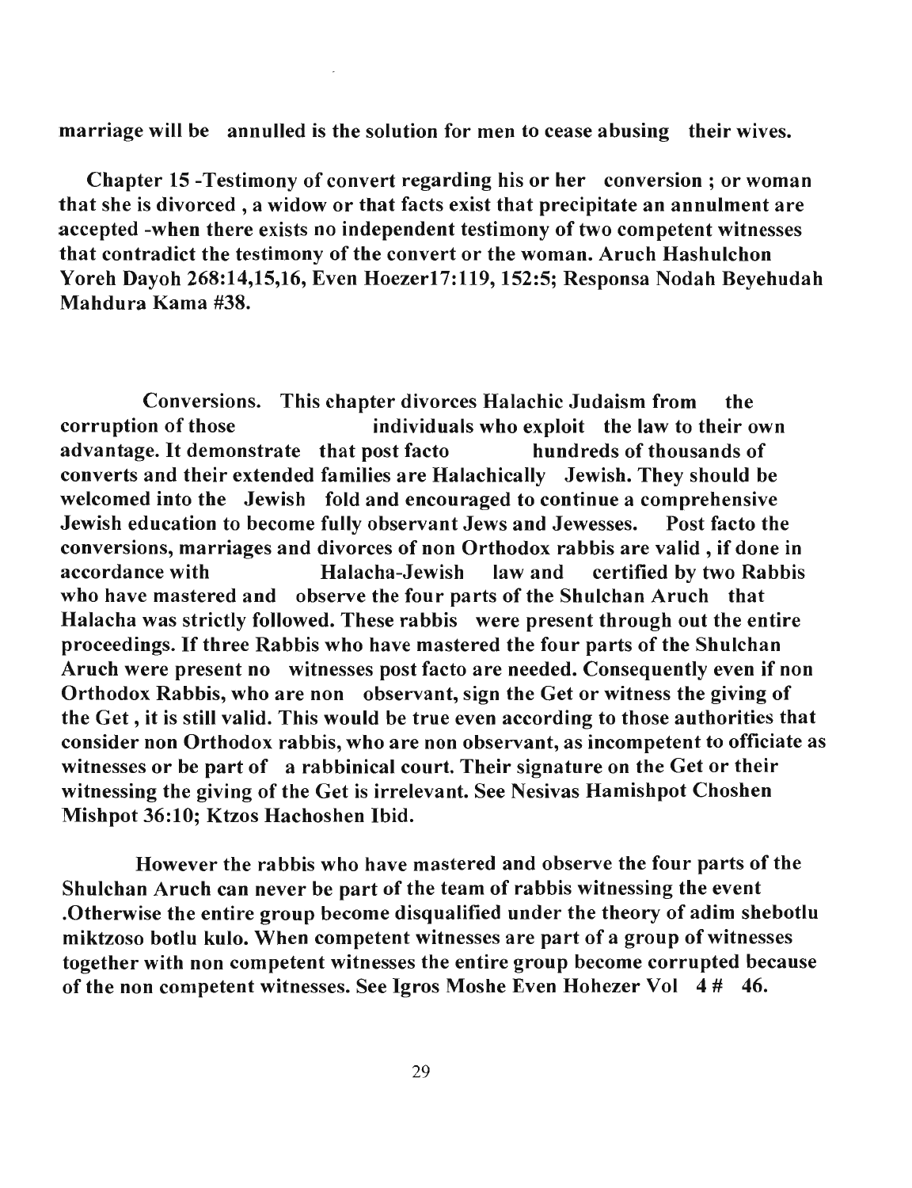**marriage will be annulled is the solution for men to cease abusing their wives.**

**Chapter 15 -Testimony of convert regarding his or her conversion ; or woman that she is divorced , a widow or that facts exist that precipitate an annulment are accepted -when there exists no independent testimony of two competent witnesses that contradict the testimony of the convert or the woman. Aruch Hashulchon Yoreh Dayoh 268:14,15,16, Even Hoezer17:119, 152:5; Responsa Nodah Beyehudah Mahdura Kama #38.**

**Conversions. This chapter divorces Halachic Judaism from the corruption of those individuals who exploit the law to their own advantage. It demonstrate that post facto hundreds of thousands of converts and their extended families are Halachically Jewish. They should be welcomed into the Jewish fold and encouraged to continue a comprehensive Jewish education to become fully observant Jews and Jewesses. Post facto the conversions, marriages and divorces of non Orthodox rabbis are valid , if done in accordance with Halacha-Jewish law and certified by two Rabbis who have mastered and observe the four parts of the Shulchan Aruch that Halacha was strictly followed. These rabbis were present through out the entire proceedings. If three Rabbis who have mastered the four parts of the Shulchan Aruch were present no witnesses post facto are needed. Consequently even if non Orthodox Rabbis, who are non observant, sign the Get or witness the giving of the Get , it is still valid. This would be true even according to those authorities that consider non Orthodox rabbis, who are non observant, as incompetent to officiate as witnesses or be part of a rabbinical court. Their signature on the Get or their witnessing the giving of the Get is irrelevant. See Nesivas Hamishpot Choshen Mishpot 36:10; Ktzos Hachoshen Ibid.**

**However the rabbis who have mastered and observe the four parts of the Shulchan Aruch can never be part of the team of rabbis witnessing the event .Otherwise the entire group become disqualified under the theory of adim shebotlu miktzoso botlu kulo. When competent witnesses are part of a group of witnesses together with non competent witnesses the entire group become corrupted because of the non competent witnesses. See Igros Moshe Even Hohezer Vol 4 # 46.**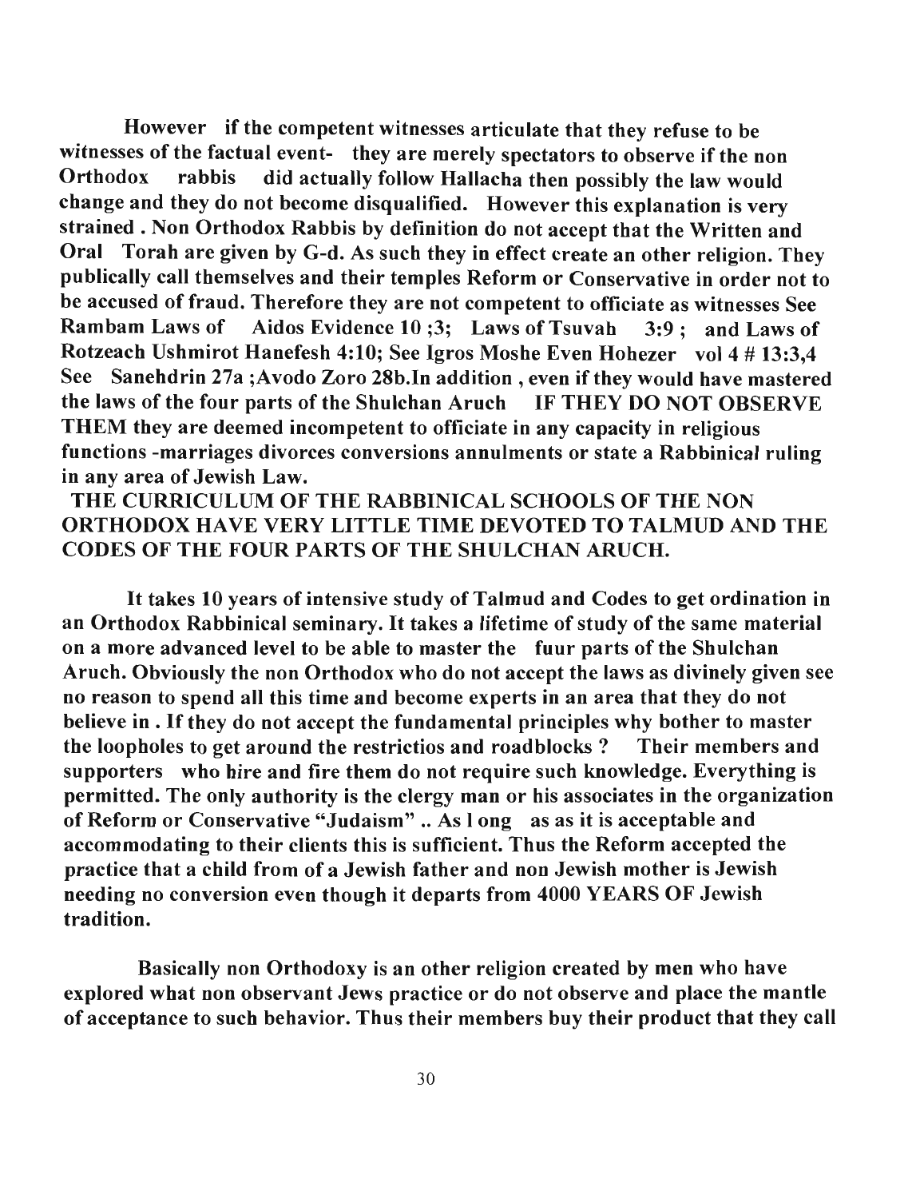However if the competent witnesses articulate that they refuse to be witnesses of the factual event- they are merely spectators to observe if the non Orthodox rabbis did actually follow Hallacha then possibly the law would change and they do not become disqualified. However this explanation is very strained . Non Orthodox Rabbis by definition do not accept that the Written and Oral Torah are given by G-d. As such they in effect create an other religion. They publically call themselves and their temples Reform or Conservative in order not to be accused of fraud. Therefore they are not competent to officiate as witnesses See Rambam Laws of Aidos Evidence 10 ;3; Laws of Tsuvah 3:9 ; and Laws of Rotzeach Ushmirot Hanefesh 4:10; See Igros Moshe Even Hohezer vol 4 # 13:3,4 See Sanehdrin 27a ;Avodo Zoro 28b.In addition , even if they would have mastered the laws of the four parts of the Shulchan Aruch IF THEY DO NOT OBSERVE THEM they are deemed incompetent to officiate in any capacity in religious functions -marriages divorces conversions annulments or state a Rabbinical ruling in any area of Jewish Law.

THE CURRICULUM OF THE RABBINICAL SCHOOLS OF THE NON ORTHODOX HAVE VERY LITTLE TIME DEVOTED TO TALMUD AND THE CODES OF THE FOUR PARTS OF THE SHULCHAN ARUCH.

It takes 10 years of intensive study of Talmud and Codes to get ordination in an Orthodox Rabbinical seminary. It takes a lifetime of study of the same material on a more advanced level to be able to master the fuur parts of the Shulchan Aruch. Obviously the non Orthodox who do not accept the laws as divinely given see no reason to spend all this time and become experts in an area that they do not believe in . If they do not accept the fundamental principles why bother to master the loopholes to get around the restrictios and roadblocks ? Their members and supporters who hire and fire them do not require such knowledge. Everything is permitted. The only authority is the clergy man or his associates in the organization of Reform or Conservative "Judaism" .. As l ong as as it is acceptable and accommodating to their clients this is sufficient. Thus the Reform accepted the practice that a child from of a Jewish father and non Jewish mother is Jewish needing no conversion even though it departs from 4000 YEARS OF Jewish tradition.

Basically non Orthodoxy is an other religion created by men who have explored what non observant Jews practice or do not observe and place the mantle of acceptance to such behavior. Thus their members buy their product that they call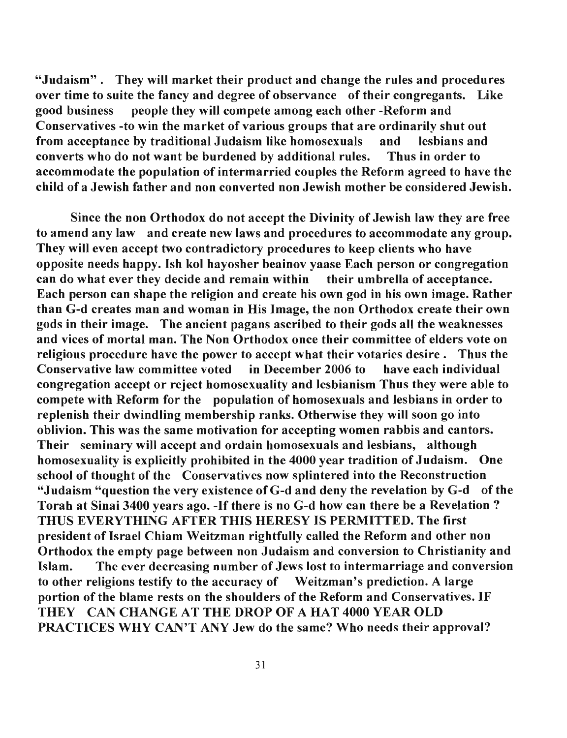**"Judaism". They will market their product and change the rules and procedures over time to suite the fancy and degree of observance of their congregants. Like good business people they will compete among each other -Reform and Conservatives -to win the market of various groups that are ordinarily shut out from acceptance by traditional Judaism like homosexuals and lesbians and converts who do not want be burdened by additional rules. Thus in order to accommodate the population of intermarried couples the Reform agreed to have the child of a Jewish father and non converted non Jewish mother be considered Jewish.**

**Since the non Orthodox do not accept the Divinity of Jewish law they are free to amend any law and create new laws and procedures to accommodate any group. They will even accept two contradictory procedures to keep clients who have opposite needs happy. Ish kol hayosher beainov yaase Each person or congregation can do what ever they decide and remain within their umbrella of acceptance. Each person can shape the religion and create his own god in his own image. Rather than G-d creates man and woman in His Image, the non Orthodox create their own gods in their image. The ancient pagans ascribed to their gods all the weaknesses and vices of mortal man. The Non Orthodox once their committee of elders vote on religious procedure have the power to accept what their votaries desire . Thus the Conservative law committee voted in December 2006 to have each individual congregation accept or reject homosexuality and lesbianism Thus they were able to compete with Reform for the population of homosexuals and lesbians in order to replenish their dwindling membership ranks. Otherwise they will soon go into oblivion. This was the same motivation for accepting women rabbis and cantors. Their seminary will accept and ordain homosexuals and lesbians, although homosexuality is explicitly prohibited in the 4000 year tradition of Judaism. One school of thought of the Conservatives now splintered into the Reconstruction "Judaism "question the very existence of G-d and deny the revelation by G-d of the Torah at Sinai 3400 years ago. -If there is no G-d how can there be a Revelation ? THUS EVERYTHING AFTER THIS HERESY IS PERMITTED. The first president of Israel Chiam Weitzman rightfully called the Reform and other non Orthodox the empty page between non Judaism and conversion to Christianity and Islam. The ever decreasing number of Jews lost to intermarriage and conversion to other religions testify to the accuracy of Weitzman's prediction. A large portion of the blame rests on the shoulders of the Reform and Conservatives. IF THEY CAN CHANGE AT THE DROP OF A HAT 4000 YEAR OLD PRACTICES WHY CAN'T ANY Jew do the same? Who needs their approval?**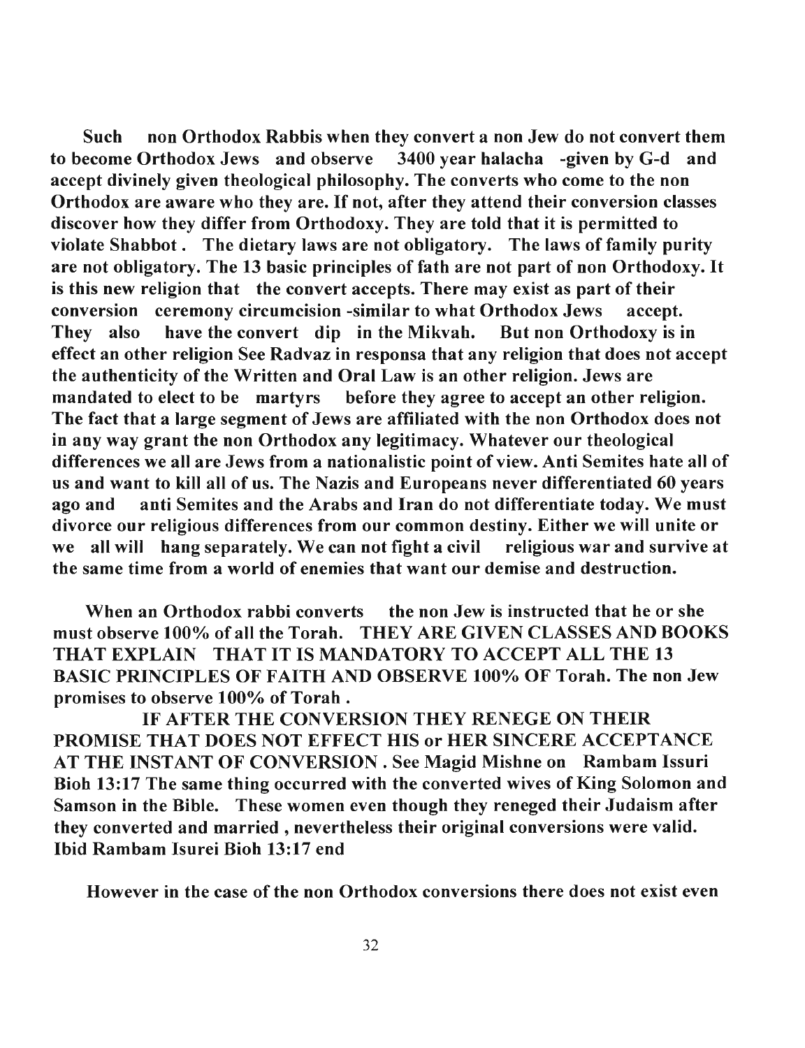**Such non Orthodox Rabbis when they convert a non Jew do not convert them to become Orthodox Jews and observe 3400 year halacha -given by G-d and accept divinely given theological philosophy. The converts who come to the non Orthodox are aware who they are. If not, after they attend their conversion classes discover how they differ from Orthodoxy. They are told that it is permitted to violate Shabbot . The dietary laws are not obligatory. The laws of family purity are not obligatory. The 13 basic principles of fath are not part of non Orthodoxy. It is this new religion that the convert accepts. There may exist as part of their conversion ceremony circumcision -similar to what Orthodox Jews accept. They also have the convert dip in the Mikvah. But non Orthodoxy is in effect an other religion See Radvaz in responsa that any religion that does not accept the authenticity of the Written and Oral Law is an other religion. Jews are mandated to elect to be martyrs before they agree to accept an other religion. The fact that a large segment of Jews are affiliated with the non Orthodox does not in any way grant the non Orthodox any legitimacy. Whatever our theological differences we all are Jews from a nationalistic point of view. Anti Semites hate all of us and want to kill all of us. The Nazis and Europeans never differentiated 60 years ago and anti Semites and the Arabs and Iran do not differentiate today. We must divorce our religious differences from our common destiny. Either we will unite or we all will hang separately. We can not fight a civil religious war and survive at the same time from a world of enemies that want our demise and destruction.**

**When an Orthodox rabbi converts the non Jew is instructed that he or she must observe 100% of all the Torah. THEY ARE GIVEN CLASSES AND BOOKS THAT EXPLAIN THAT IT IS MANDATORY TO ACCEPT ALL THE 13 BASIC PRINCIPLES OF FAITH AND OBSERVE 100% OF Torah. The non Jew promises to observe 100% of Torah .**

**IF AFTER THE CONVERSION THEY RENEGE ON THEIR PROMISE THAT DOES NOT EFFECT HIS or HER SINCERE ACCEPTANCE AT THE INSTANT OF CONVERSION . See Magid Mishne on Rambam Issuri Bioh 13:17 The same thing occurred with the converted wives of King Solomon and Samson in the Bible. These women even though they reneged their Judaism after they converted and married , nevertheless their original conversions were valid. Ibid Rambam Isurei Bioh 13:17 end**

**However in the case of the non Orthodox conversions there does not exist even**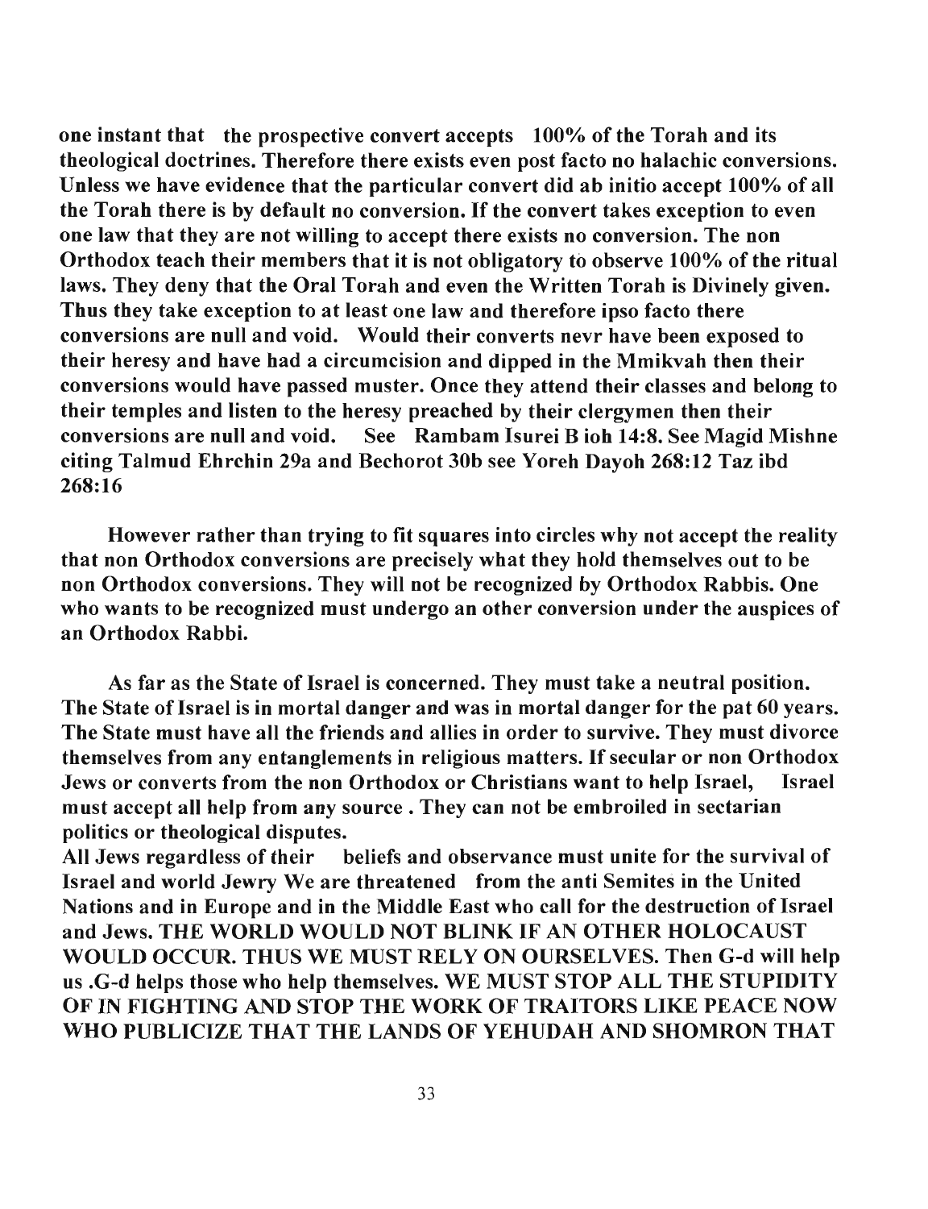**one instant that the prospective convert accepts 100% of the Torah and its theological doctrines. Therefore there exists even post facto no halachic conversions. Unless we have evidence that the particular convert did ab initio accept 100% of all the Torah there is by default no conversion. If the convert takes exception to even one law that they are not willing to accept there exists no conversion. The non Orthodox teach their members that it is not obligatory to observe 100% of the ritual laws. They deny that the Oral Torah and even the Written Torah is Divinely given. Thus they take exception to at least one law and therefore ipso facto there conversions are null and void. Would their converts nevr have been exposed to their heresy and have had a circumcision and dipped in the Mmikvah then their conversions would have passed muster. Once they attend their classes and belong to their temples and listen to the heresy preached by their clergymen then their conversions are null and void. See Rambam Isurei B ioh 14:8. See Magid Mishne citing Talmud Ehrchin 29a and Bechorot 30b see Yoreh Dayoh 268:12 Taz ibd 268:16**

**However rather than trying to fit squares into circles why not accept the reality that non Orthodox conversions are precisely what they hold themselves out to be non Orthodox conversions. They will not be recognized by Orthodox Rabbis. One who wants to be recognized must undergo an other conversion under the auspices of an Orthodox Rabbi.**

**As far as the State of Israel is concerned. They must take a neutral position. The State of Israel is in mortal danger and was in mortal danger for the pat 60 years. The State must have all the friends and allies in order to survive. They must divorce themselves from any entanglements in religious matters. If secular or non Orthodox Jews or converts from the non Orthodox or Christians want to help Israel, Israel must accept all help from any source . They can not be embroiled in sectarian politics or theological disputes.**

**All Jews regardless of their beliefs and observance must unite for the survival of Israel and world Jewry We are threatened from the anti Semites in the United Nations and in Europe and in the Middle East who call for the destruction of Israel and Jews. THE WORLD WOULD NOT BLINK IF AN OTHER HOLOCAUST WOULD OCCUR. THUS WE MUST RELY ON OURSELVES. Then G-d will help us .G-d helps those who help themselves. WE MUST STOP ALL THE STUPIDITY OF IN FIGHTING AND STOP THE WORK OF TRAITORS LIKE PEACE NOW WHO PUBLICIZE THAT THE LANDS OF YEHUDAH AND SHOMRON THAT**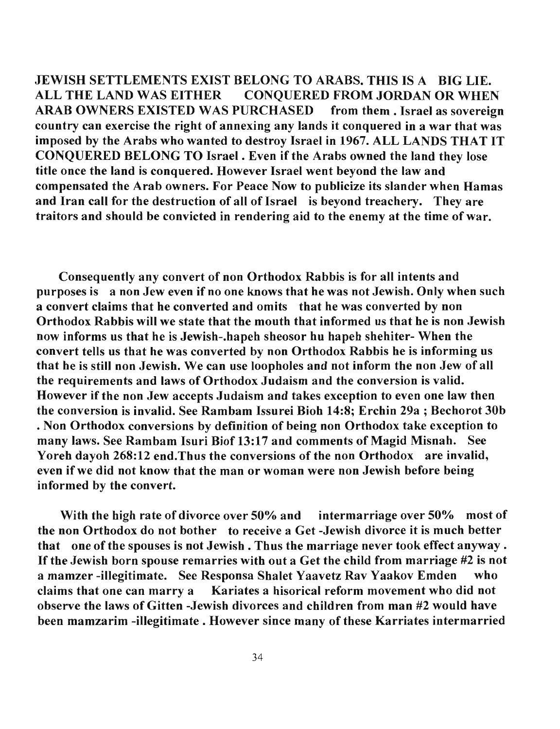**JEWISH SETTLEMENTS EXIST BELONG TO ARABS. THIS IS A BIG LIE. ALL THE LAND WAS EITHER CONQUERED FROM JORDAN OR WHEN ARAB OWNERS EXISTED WAS PURCHASED from them . Israel as sovereign country can exercise the right of annexing any lands it conquered in a war that was imposed by the Arabs who wanted to destroy Israel in 1967. ALL LANDS THAT IT CONQUERED BELONG TO Israel . Even if the Arabs owned the land they lose title once the land is conquered. However Israel went beyond the law and compensated the Arab owners. For Peace Now to publicize its slander when Hamas and Iran call for the destruction of all of Israel is beyond treachery. They are traitors and should be convicted in rendering aid to the enemy at the time of war.**

**Consequently any convert of non Orthodox Rabbis is for all intents and purposes is a non Jew even if no one knows that he was not Jewish. Only when such a convert claims that he converted and omits that he was converted by non Orthodox Rabbis will we state that the mouth that informed us that he is non Jewish now informs us that he is Jewish-.hapeh sheosor hu hapeh shehiter- When the convert tells us that he was converted by non Orthodox Rabbis he is informing us that he is still non Jewish. We can use loopholes and not inform the non Jew of all the requirements and laws of Orthodox Judaism and the conversion is valid. However if the non Jew accepts Judaism and takes exception to even one law then the conversion is invalid. See Rambam Issurei Bioh 14:8; Erchin 29a ; Bechorot 30b . Non Orthodox conversions by definition of being non Orthodox take exception to many laws. See Rambam Isuri Biof 13:17 and comments of Magid Misnah. See Yoreh dayoh 268:12 end.Thus the conversions of the non Orthodox are invalid, even if we did not know that the man or woman were non Jewish before being informed by the convert.**

**With the high rate of divorce over 50% and intermarriage over 50% most of the non Orthodox do not bother to receive a Get -Jewish divorce it is much better that one of the spouses is not Jewish . Thus the marriage never took effect anyway . If the Jewish born spouse remarries with out a Get the child from marriage #2 is not a mamzer -illegitimate. See Responsa Shalet Yaavetz Rav Yaakov Emden who claims that one can marry a Kariates a hisorical reform movement who did not observe the laws of Gitten -Jewish divorces and children from man #2 would have been mamzarim -illegitimate . However since many of these Karriates intermarried**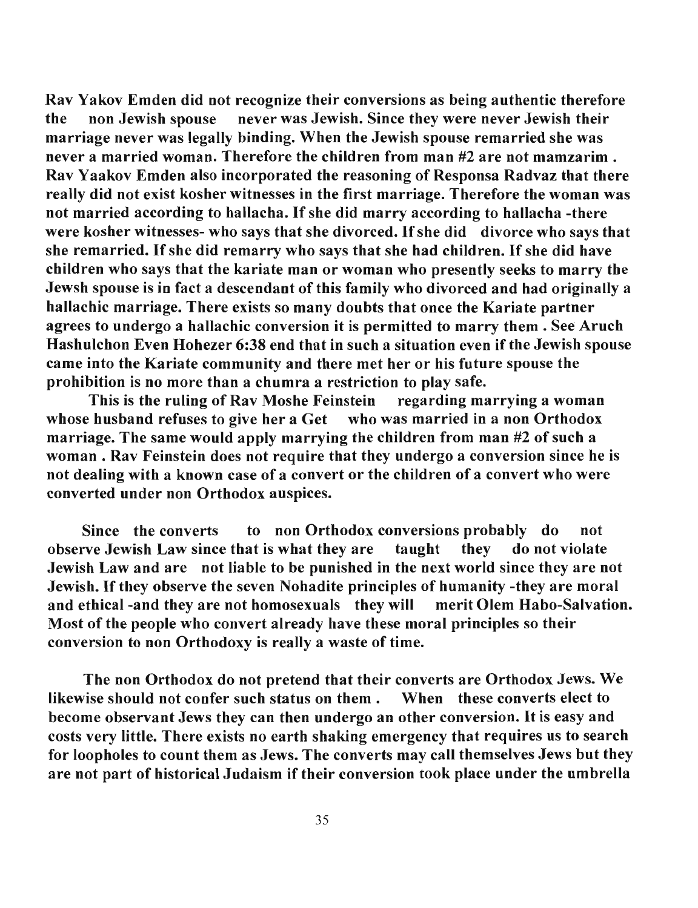Rav Yakov Emden did not recognize their conversions as being authentic therefore the non Jewish spouse never was Jewish. Since they were never Jewish their marriage never was legally binding. When the Jewish spouse remarried she was never a married woman. Therefore the children from man #2 are not mamzarim . Rav Yaakov Emden also incorporated the reasoning of Responsa Radvaz that there really did not exist kosher witnesses in the first marriage. Therefore the woman was not married according to hallacha. If she did marry according to hallacha -there were kosher witnesses- who says that she divorced. If she did divorce who says that she remarried. If she did remarry who says that she had children. If she did have children who says that the kariate man or woman who presently seeks to marry the Jewsh spouse is in fact a descendant of this family who divorced and had originally a hallachic marriage. There exists so many doubts that once the Kariate partner agrees to undergo a hallachic conversion it is permitted to marry them . See Aruch Hashulchon Even Hohezer 6:38 end that in such a situation even if the Jewish spouse came into the Kariate community and there met her or his future spouse the prohibition is no more than a chumra a restriction to play safe.

This is the ruling of Rav Moshe Feinstein regarding marrying a woman whose husband refuses to give her a Get who was married in a non Orthodox marriage. The same would apply marrying the children from man #2 of such a woman . Rav Feinstein does not require that they undergo a conversion since he is not dealing with a known case of a convert or the children of a convert who were converted under non Orthodox auspices.

Since the converts to non Orthodox conversions probably do not observe Jewish Law since that is what they are taught they do not violate Jewish Law and are not liable to be punished in the next world since they are not Jewish. If they observe the seven Nohadite principles of humanity -they are moral and ethical -and they are not homosexuals they will merit Olem Habo-Salvation. Most of the people who convert already have these moral principles so their conversion to non Orthodoxy is really a waste of time.

The non Orthodox do not pretend that their converts are Orthodox Jews. We likewise should not confer such status on them . When these converts elect to become observant Jews they can then undergo an other conversion. It is easy and costs very little. There exists no earth shaking emergency that requires us to search for loopholes to count them as Jews. The converts may call themselves Jews but they are not part of historical Judaism if their conversion took place under the umbrella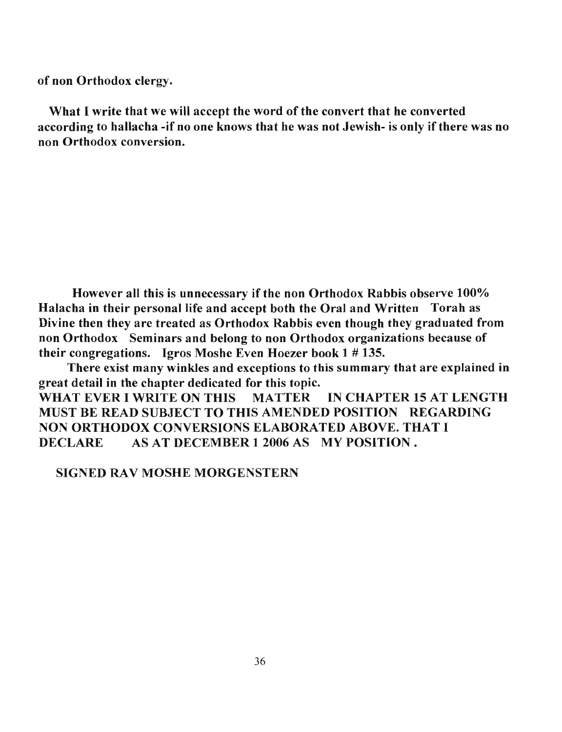**of non Orthodox clergy.**

**What I write that we will accept the word of the convert that he converted according to hallacha -if no one knows that he was not Jewish- is only if there was no non Orthodox conversion.**

**However all this is unnecessary if the non Orthodox Rabbis observe 100% Halacha in their personal life and accept both the Oral and Written Torah as Divine then they are treated as Orthodox Rabbis even though they graduated from non Orthodox Seminars and belong to non Orthodox organizations because of their congregations. Igros Moshe Even Hoezer book 1 # 135.**

**There exist many winkles and exceptions to this summary that are explained in great detail in the chapter dedicated for this topic.**

**WHAT EVER I WRITE ON THIS MATTER IN CHAPTER 15 AT LENGTH MUST BE READ SUBJECT TO THIS AMENDED POSITION REGARDING NON ORTHODOX CONVERSIONS ELABORATED ABOVE. THAT I DECLARE AS AT DECEMBER 1 2006 AS MY POSITION .**

**SIGNED RAV MOSHE MORGENSTERN**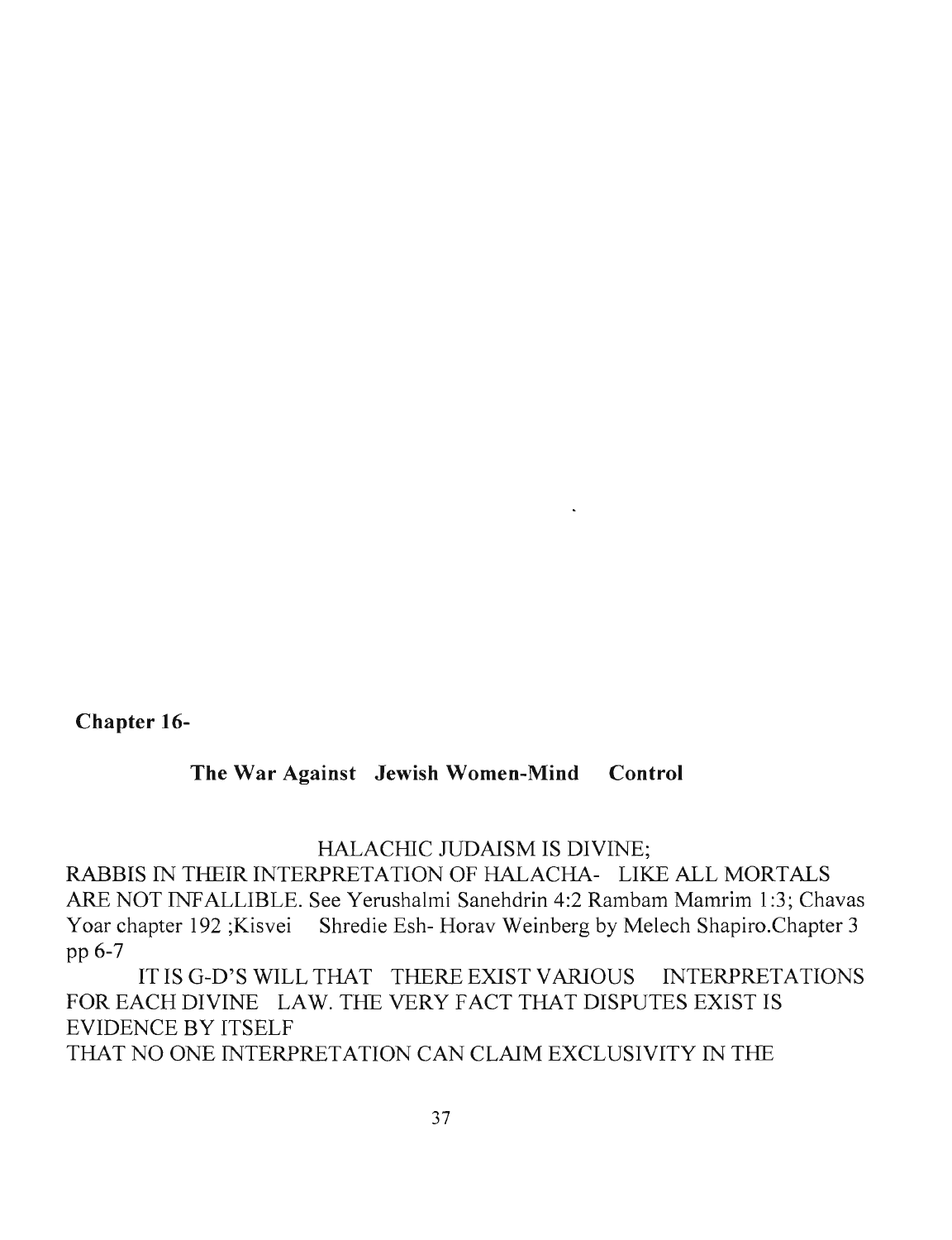**Chapter 16-**

## The War Against Jewish Women-Mind Control

HALACHIC JUDAISM IS DIVINE;

RABBIS IN THEIR INTERPRETATION OF HALACHA- LIKE ALL MORTALS ARE NOT INFALLIBLE. See Yerushalmi Sanehdrin 4:2 Rambam Mamrim 1:3; Chavas Yoar chapter 192 ;Kisvei Shredie Esh- Horav Weinberg by Melech Shapiro.Chapter 3 pp 6-7

IT IS G-D'S WILL THAT THERE EXIST VARIOUS INTERPRETATIONS FOR EACH DIVINE LAW. THE VERY FACT THAT DISPUTES EXIST IS EVIDENCE BY ITSELF
THAT NO ONE INTERPRETATION CAN CLAIM EXCLUSIVITY IN THE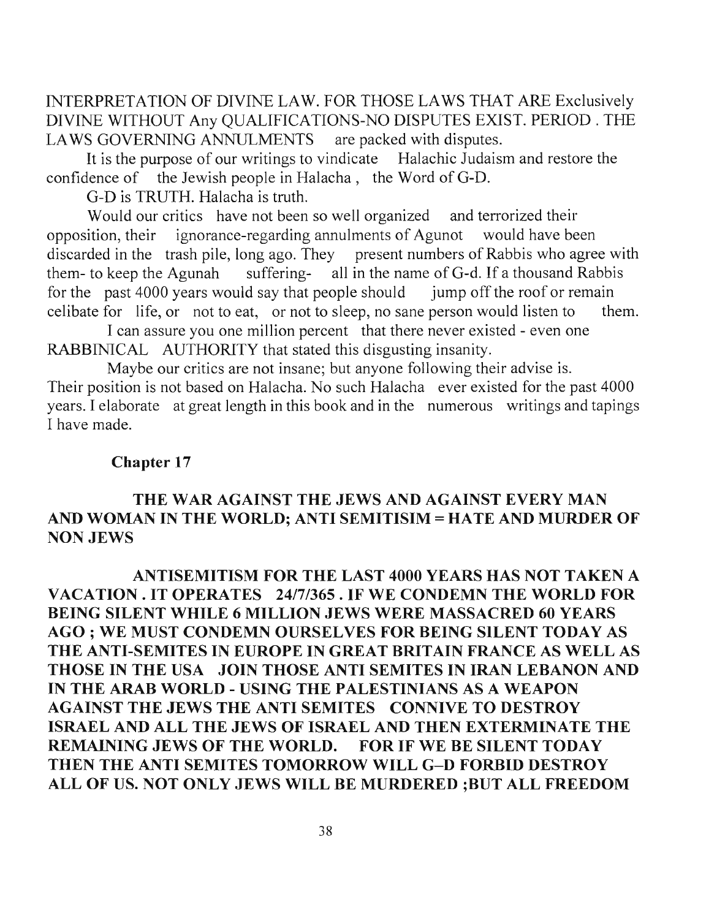INTERPRETATION OF DIVINE LAW. FOR THOSE LAWS THAT ARE Exclusively DIVINE WITHOUT Any QUALIFICATIONS-NO DISPUTES EXIST. PERIOD . THE LAWS GOVERNING ANNULMENTS are packed with disputes.

It is the purpose of our writings to vindicate Halachic Judaism and restore the confidence of the Jewish people in Halacha , the Word of G-D.

G-D is TRUTH. Halacha is truth.

Would our critics have not been so well organized and terrorized their opposition, their ignorance-regarding annulments of Agunot would have been discarded in the trash pile, long ago. They present numbers of Rabbis who agree with them- to keep the Agunah suffering- all in the name of G-d. If a thousand Rabbis for the past 4000 years would say that people should jump off the roof or remain celibate for life, or not to eat, or not to sleep, no sane person would listen to them.

I can assure you one million percent that there never existed - even one RABBINICAL AUTHORITY that stated this disgusting insanity.

Maybe our critics are not insane; but anyone following their advise is. Their position is not based on Halacha. No such Halacha ever existed for the past 4000 years. I elaborate at great length in this book and in the numerous writings and tapings I have made.

## Chapter 17

### THE WAR AGAINST THE JEWS AND AGAINST EVERY MAN AND WOMAN IN THE WORLD; ANTI SEMITISIM = HATE AND MURDER OF NON JEWS

**ANTISEMITISM FOR THE LAST 4000 YEARS HAS NOT TAKEN A VACATION . IT OPERATES 24/7/365 . IF WE CONDEMN THE WORLD FOR BEING SILENT WHILE 6 MILLION JEWS WERE MASSACRED 60 YEARS AGO ; WE MUST CONDEMN OURSELVES FOR BEING SILENT TODAY AS THE ANTI-SEMITES IN EUROPE IN GREAT BRITAIN FRANCE AS WELL AS THOSE IN THE USA JOIN THOSE ANTI SEMITES IN IRAN LEBANON AND IN THE ARAB WORLD - USING THE PALESTINIANS AS A WEAPON AGAINST THE JEWS THE ANTI SEMITES CONNIVE TO DESTROY ISRAEL AND ALL THE JEWS OF ISRAEL AND THEN EXTERMINATE THE REMAINING JEWS OF THE WORLD. FOR IF WE BE SILENT TODAY THEN THE ANTI SEMITES TOMORROW WILL G–D FORBID DESTROY ALL OF US. NOT ONLY JEWS WILL BE MURDERED ;BUT ALL FREEDOM**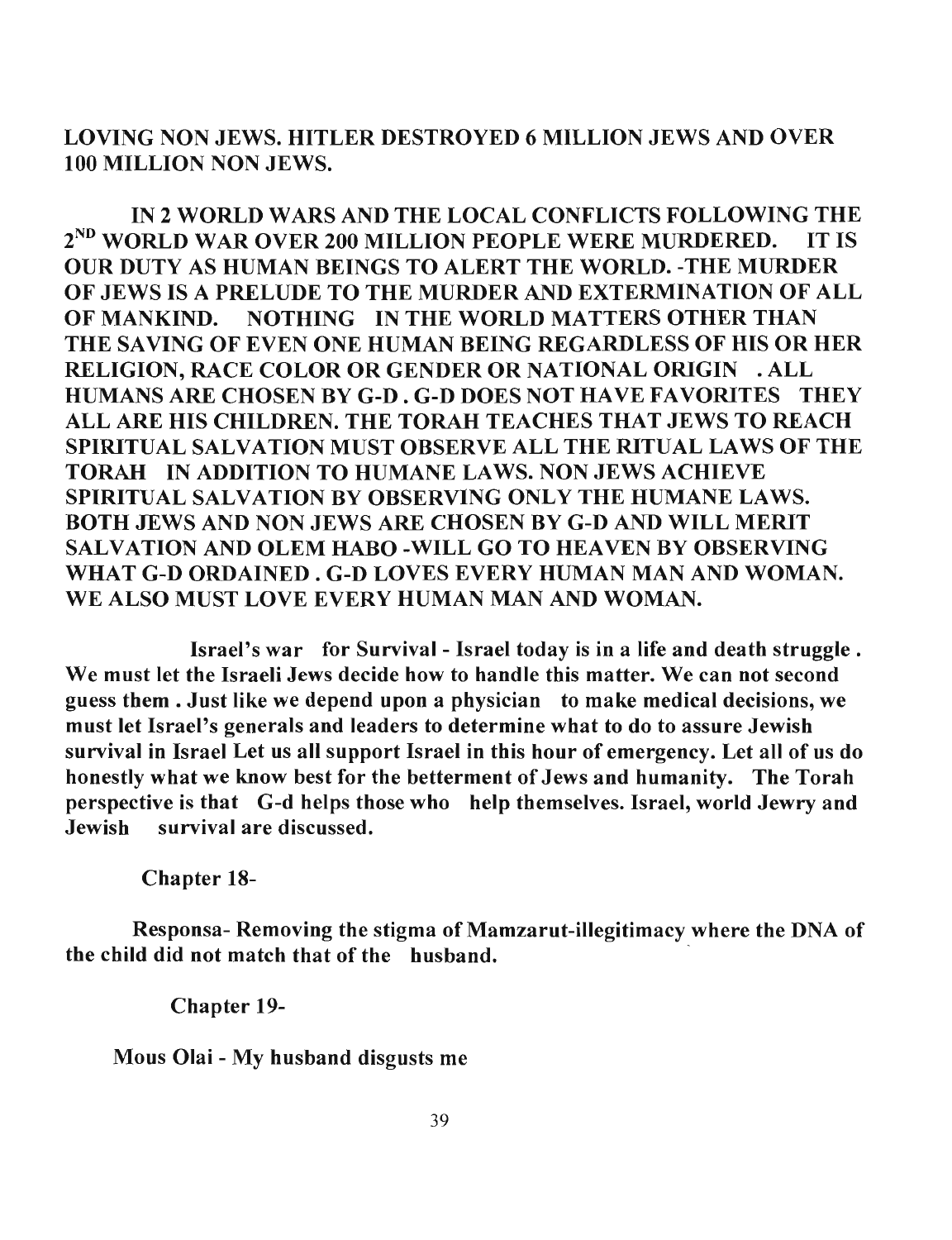**LOVING NON JEWS. HITLER DESTROYED 6 MILLION JEWS AND OVER 100 MILLION NON JEWS.**

**IN 2 WORLD WARS AND THE LOCAL CONFLICTS FOLLOWING THE 2ND WORLD WAR OVER 200 MILLION PEOPLE WERE MURDERED. IT IS OUR DUTY AS HUMAN BEINGS TO ALERT THE WORLD. -THE MURDER OF JEWS IS A PRELUDE TO THE MURDER AND EXTERMINATION OF ALL OF MANKIND. NOTHING IN THE WORLD MATTERS OTHER THAN THE SAVING OF EVEN ONE HUMAN BEING REGARDLESS OF HIS OR HER RELIGION, RACE COLOR OR GENDER OR NATIONAL ORIGIN . ALL HUMANS ARE CHOSEN BY G-D . G-D DOES NOT HAVE FAVORITES THEY ALL ARE HIS CHILDREN. THE TORAH TEACHES THAT JEWS TO REACH SPIRITUAL SALVATION MUST OBSERVE ALL THE RITUAL LAWS OF THE TORAH IN ADDITION TO HUMANE LAWS. NON JEWS ACHIEVE SPIRITUAL SALVATION BY OBSERVING ONLY THE HUMANE LAWS. BOTH JEWS AND NON JEWS ARE CHOSEN BY G-D AND WILL MERIT SALVATION AND OLEM HABO -WILL GO TO HEAVEN BY OBSERVING WHAT G-D ORDAINED . G-D LOVES EVERY HUMAN MAN AND WOMAN. WE ALSO MUST LOVE EVERY HUMAN MAN AND WOMAN.**

**Israel's war for Survival - Israel today is in a life and death struggle . We must let the Israeli Jews decide how to handle this matter. We can not second guess them . Just like we depend upon a physician to make medical decisions, we must let Israel's generals and leaders to determine what to do to assure Jewish survival in Israel Let us all support Israel in this hour of emergency. Let all of us do honestly what we know best for the betterment of Jews and humanity. The Torah perspective is that G-d helps those who help themselves. Israel, world Jewry and Jewish survival are discussed.**

**Chapter 18-**

**Responsa- Removing the stigma of Mamzarut-illegitimacy where the DNA of the child did not match that of the husband.**

**Chapter 19-**

**Mous Olai - My husband disgusts me**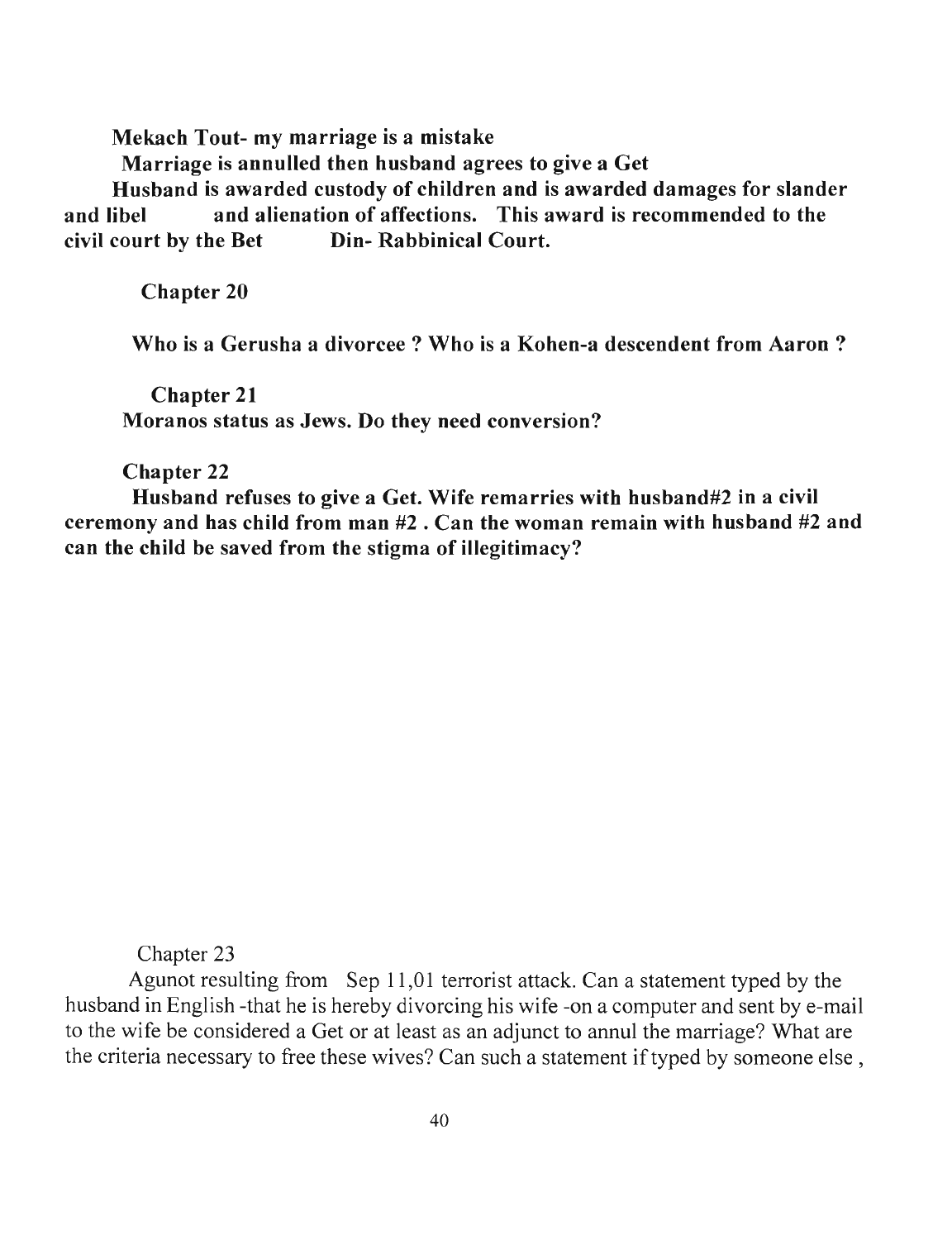**Mekach Tout- my marriage is a mistake**

**Marriage is annulled then husband agrees to give a Get**

**Husband is awarded custody of children and is awarded damages for slander and libel and alienation of affections. This award is recommended to the civil court by the Bet Din- Rabbinical Court.**

**Chapter 20**

**Who is a Gerusha a divorcee ? Who is a Kohen-a descendent from Aaron ?**

**Chapter 21**

**Moranos status as Jews. Do they need conversion?**

**Chapter 22**

**Husband refuses to give a Get. Wife remarries with husband#2 in a civil ceremony and has child from man #2 . Can the woman remain with husband #2 and can the child be saved from the stigma of illegitimacy?**

Chapter 23

Agunot resulting from Sep 11,01 terrorist attack. Can a statement typed by the husband in English -that he is hereby divorcing his wife -on a computer and sent by e-mail to the wife be considered a Get or at least as an adjunct to annul the marriage? What are the criteria necessary to free these wives? Can such a statement if typed by someone else ,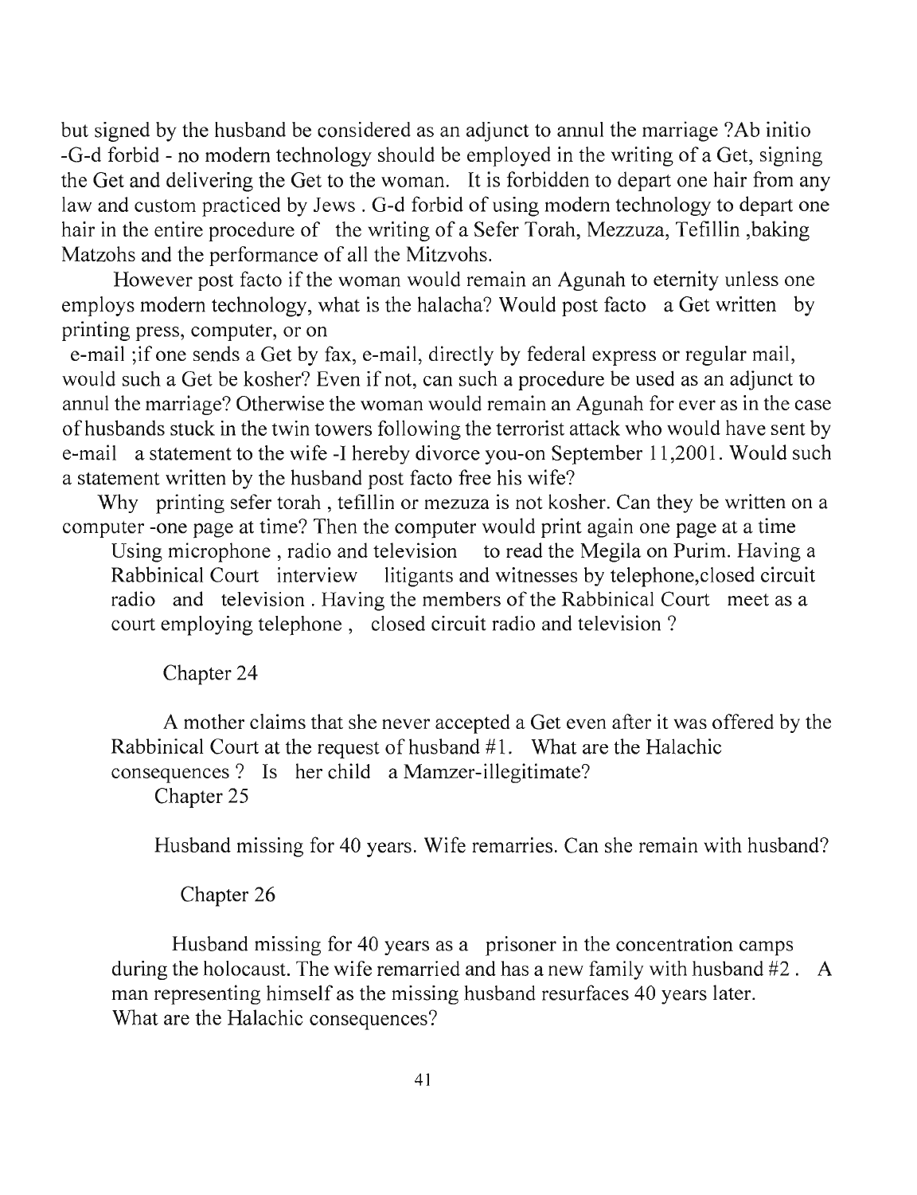but signed by the husband be considered as an adjunct to annul the marriage ?Ab initio -G-d forbid - no modern technology should be employed in the writing of a Get, signing the Get and delivering the Get to the woman. It is forbidden to depart one hair from any law and custom practiced by Jews . G-d forbid of using modern technology to depart one hair in the entire procedure of the writing of a Sefer Torah, Mezzuza, Tefillin ,baking Matzohs and the performance of all the Mitzvohs.

However post facto if the woman would remain an Agunah to eternity unless one employs modern technology, what is the halacha? Would post facto a Get written by printing press, computer, or on e-mail ;if one sends a Get by fax, e-mail, directly by federal express or regular mail, would such a Get be kosher? Even if not, can such a procedure be used as an adjunct to annul the marriage? Otherwise the woman would remain an Agunah for ever as in the case of husbands stuck in the twin towers following the terrorist attack who would have sent by e-mail a statement to the wife -I hereby divorce you-on September 11,2001. Would such a statement written by the husband post facto free his wife?

Why printing sefer torah , tefillin or mezuza is not kosher. Can they be written on a computer -one page at time? Then the computer would print again one page at a time

Using microphone , radio and television to read the Megila on Purim. Having a Rabbinical Court interview litigants and witnesses by telephone,closed circuit radio and television . Having the members of the Rabbinical Court meet as a court employing telephone , closed circuit radio and television ?

## Chapter 24

A mother claims that she never accepted a Get even after it was offered by the Rabbinical Court at the request of husband #1. What are the Halachic consequences ? Is her child a Mamzer-illegitimate?

## Chapter 25

Husband missing for 40 years. Wife remarries. Can she remain with husband?

## Chapter 26

Husband missing for 40 years as a prisoner in the concentration camps during the holocaust. The wife remarried and has a new family with husband #2 . A man representing himself as the missing husband resurfaces 40 years later. What are the Halachic consequences?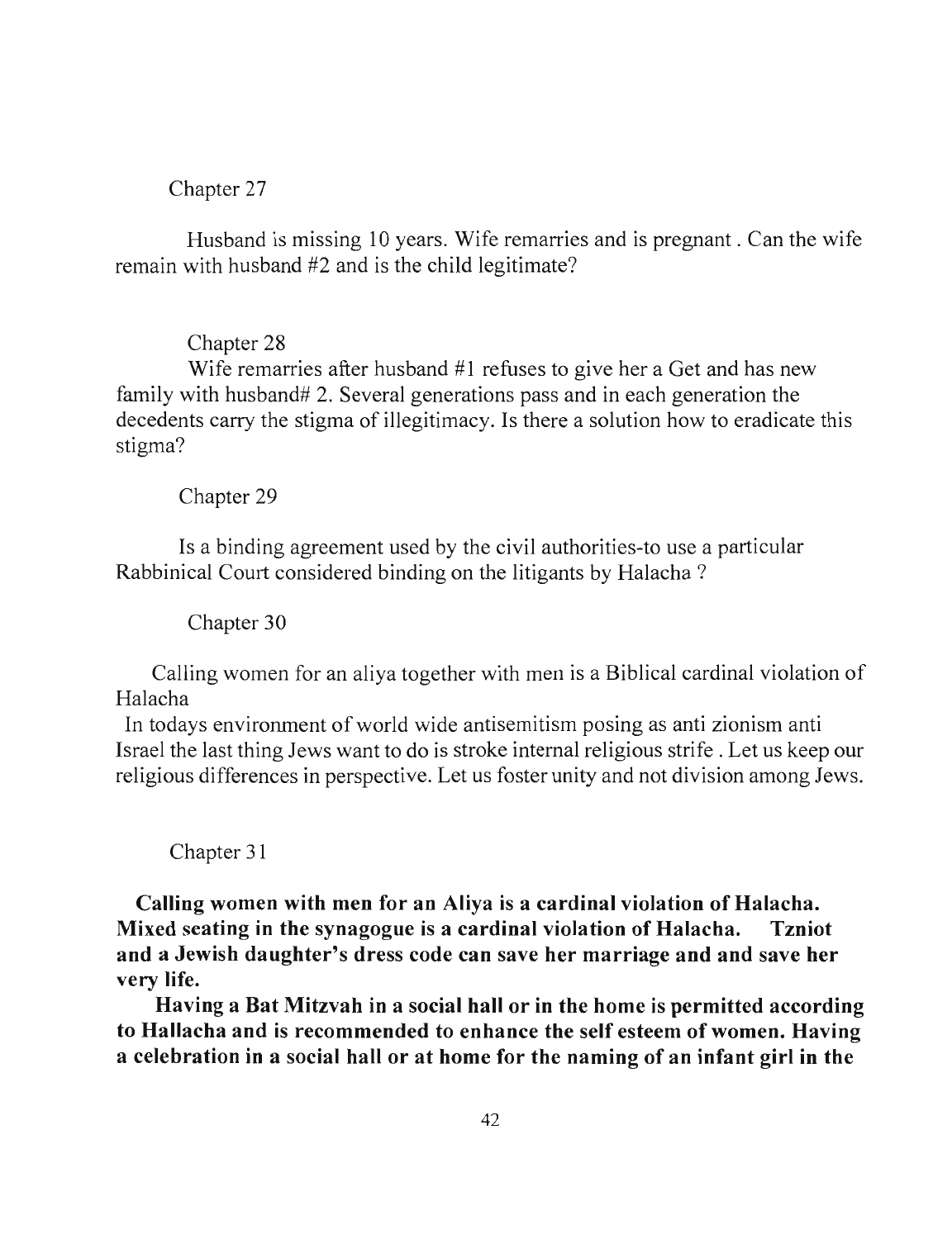## Chapter 27

Husband is missing 10 years. Wife remarries and is pregnant . Can the wife remain with husband #2 and is the child legitimate?

## Chapter 28

Wife remarries after husband #1 refuses to give her a Get and has new family with husband# 2. Several generations pass and in each generation the decedents carry the stigma of illegitimacy. Is there a solution how to eradicate this stigma?

## Chapter 29

Is a binding agreement used by the civil authorities-to use a particular Rabbinical Court considered binding on the litigants by Halacha ?

## Chapter 30

Calling women for an aliya together with men is a Biblical cardinal violation of Halacha

In todays environment of world wide antisemitism posing as anti zionism anti Israel the last thing Jews want to do is stroke internal religious strife . Let us keep our religious differences in perspective. Let us foster unity and not division among Jews.

## Chapter 31

**Calling women with men for an Aliya is a cardinal violation of Halacha. Mixed seating in the synagogue is a cardinal violation of Halacha. Tzniot and a Jewish daughter's dress code can save her marriage and and save her very life.**

**Having a Bat Mitzvah in a social hall or in the home is permitted according to Hallacha and is recommended to enhance the self esteem of women. Having a celebration in a social hall or at home for the naming of an infant girl in the**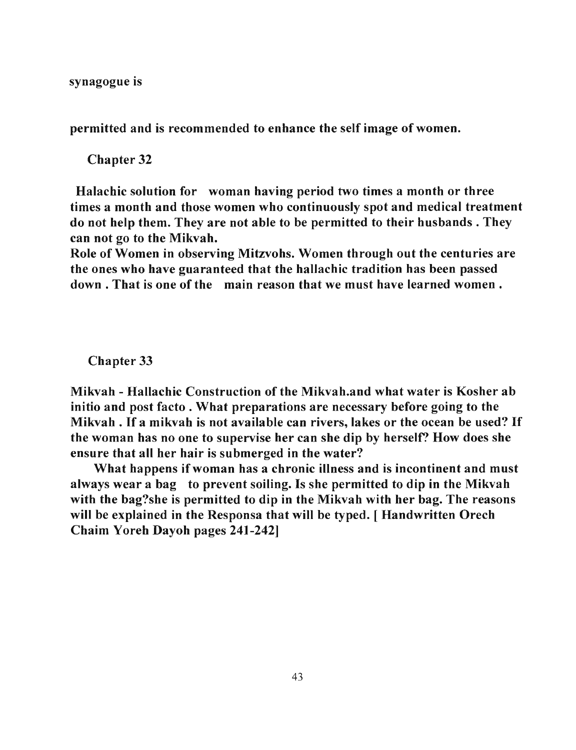**synagogue is**

**permitted and is recommended to enhance the self image of women.**

## Chapter 32

**Halachic solution for woman having period two times a month or three times a month and those women who continuously spot and medical treatment do not help them. They are not able to be permitted to their husbands . They can not go to the Mikvah.**
**Role of Women in observing Mitzvohs. Women through out the centuries are the ones who have guaranteed that the hallachic tradition has been passed down . That is one of the main reason that we must have learned women .**

## Chapter 33

**Mikvah - Hallachic Construction of the Mikvah.and what water is Kosher ab initio and post facto . What preparations are necessary before going to the Mikvah . If a mikvah is not available can rivers, lakes or the ocean be used? If the woman has no one to supervise her can she dip by herself? How does she ensure that all her hair is submerged in the water?**

**What happens if woman has a chronic illness and is incontinent and must always wear a bag to prevent soiling. Is she permitted to dip in the Mikvah with the bag?she is permitted to dip in the Mikvah with her bag. The reasons will be explained in the Responsa that will be typed. [ Handwritten Orech Chaim Yoreh Dayoh pages 241-242]**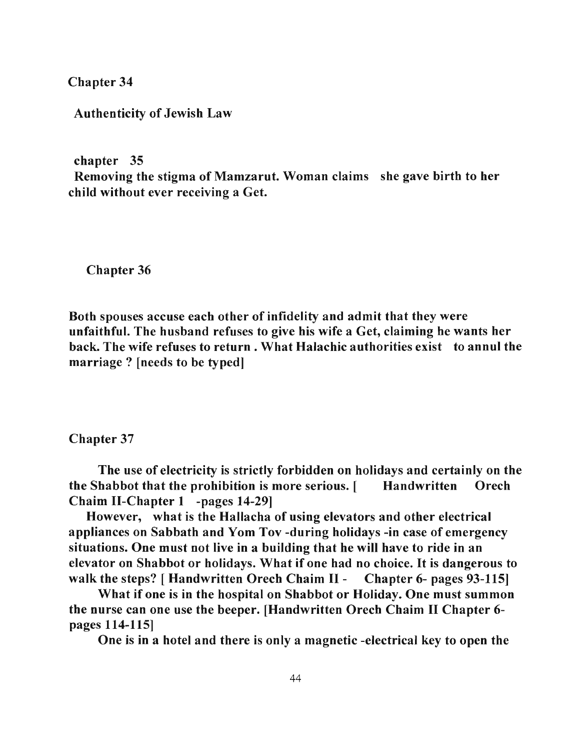## Chapter 34

**Authenticity of Jewish Law**

## chapter 35

**Removing the stigma of Mamzarut. Woman claims she gave birth to her child without ever receiving a Get.**

## Chapter 36

**Both spouses accuse each other of infidelity and admit that they were unfaithful. The husband refuses to give his wife a Get, claiming he wants her back. The wife refuses to return . What Halachic authorities exist to annul the marriage ? [needs to be typed]**

## Chapter 37

**The use of electricity is strictly forbidden on holidays and certainly on the the Shabbot that the prohibition is more serious. [ Handwritten Orech Chaim II-Chapter 1 -pages 14-29]**

**However, what is the Hallacha of using elevators and other electrical appliances on Sabbath and Yom Tov -during holidays -in case of emergency situations. One must not live in a building that he will have to ride in an elevator on Shabbot or holidays. What if one had no choice. It is dangerous to walk the steps? [ Handwritten Orech Chaim II - Chapter 6- pages 93-115]**

**What if one is in the hospital on Shabbot or Holiday. One must summon the nurse can one use the beeper. [Handwritten Orech Chaim II Chapter 6- pages 114-115]**

**One is in a hotel and there is only a magnetic -electrical key to open the**